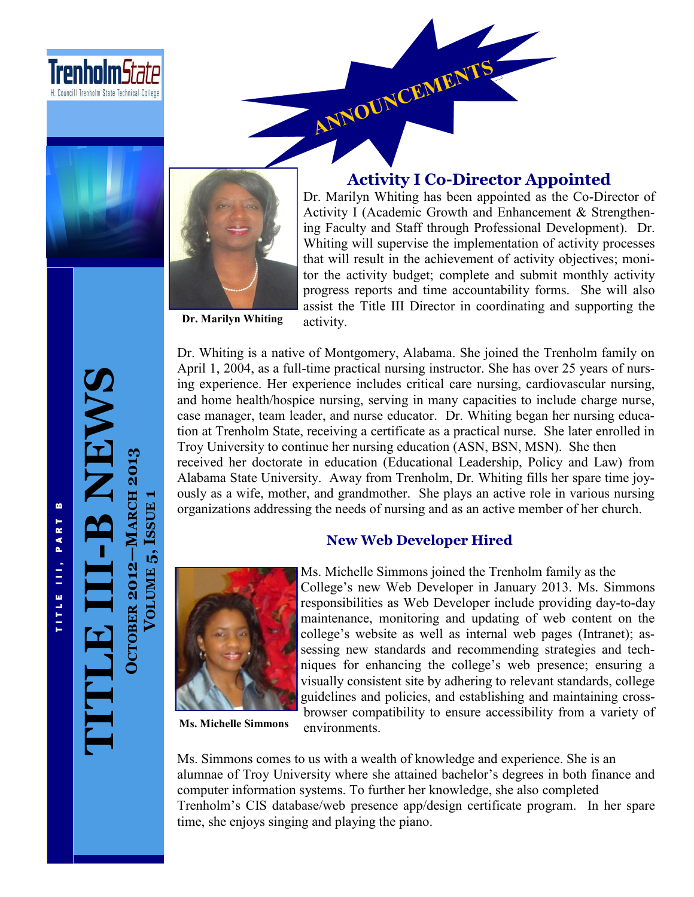TrenholmState

H. Councill Trenholm State Technical College

TITLE III, PART B

# TITLE III-B NEWS

**OCTOBER 2012—MARCH 2013**
**VOLUME 5, ISSUE 1**

**ANNOUNCEMENTS**

## Activity I Co-Director Appointed

Dr. Marilyn Whiting has been appointed as the Co-Director of Activity I (Academic Growth and Enhancement & Strengthening Faculty and Staff through Professional Development). Dr. Whiting will supervise the implementation of activity processes that will result in the achievement of activity objectives; monitor the activity budget; complete and submit monthly activity progress reports and time accountability forms. She will also assist the Title III Director in coordinating and supporting the activity.

**Dr. Marilyn Whiting**

Dr. Whiting is a native of Montgomery, Alabama. She joined the Trenholm family on April 1, 2004, as a full-time practical nursing instructor. She has over 25 years of nursing experience. Her experience includes critical care nursing, cardiovascular nursing, and home health/hospice nursing, serving in many capacities to include charge nurse, case manager, team leader, and nurse educator. Dr. Whiting began her nursing education at Trenholm State, receiving a certificate as a practical nurse. She later enrolled in Troy University to continue her nursing education (ASN, BSN, MSN). She then received her doctorate in education (Educational Leadership, Policy and Law) from Alabama State University. Away from Trenholm, Dr. Whiting fills her spare time joyously as a wife, mother, and grandmother. She plays an active role in various nursing organizations addressing the needs of nursing and as an active member of her church.

## New Web Developer Hired

Ms. Michelle Simmons joined the Trenholm family as the College's new Web Developer in January 2013. Ms. Simmons responsibilities as Web Developer include providing day-to-day maintenance, monitoring and updating of web content on the college's website as well as internal web pages (Intranet); assessing new standards and recommending strategies and techniques for enhancing the college's web presence; ensuring a visually consistent site by adhering to relevant standards, college guidelines and policies, and establishing and maintaining cross-browser compatibility to ensure accessibility from a variety of environments.

**Ms. Michelle Simmons**

Ms. Simmons comes to us with a wealth of knowledge and experience. She is an alumnae of Troy University where she attained bachelor's degrees in both finance and computer information systems. To further her knowledge, she also completed Trenholm's CIS database/web presence app/design certificate program. In her spare time, she enjoys singing and playing the piano.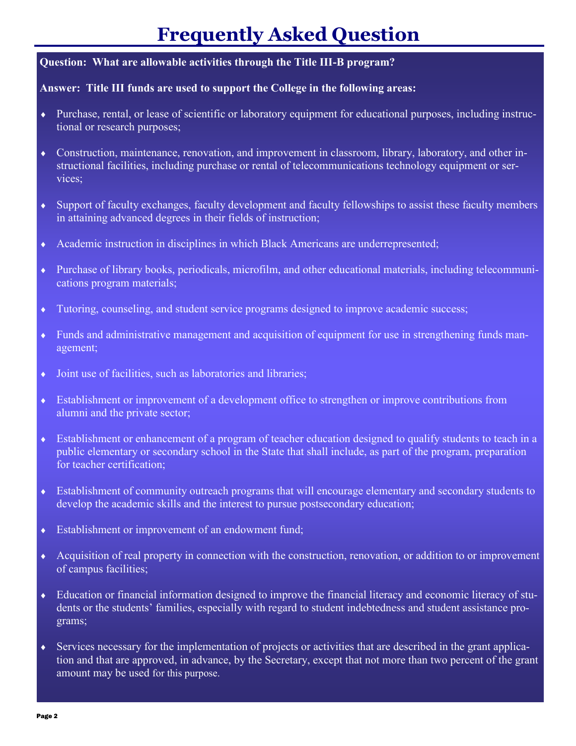# Frequently Asked Question

**Question: What are allowable activities through the Title III-B program?**

**Answer: Title III funds are used to support the College in the following areas:**

- Purchase, rental, or lease of scientific or laboratory equipment for educational purposes, including instructional or research purposes;
- Construction, maintenance, renovation, and improvement in classroom, library, laboratory, and other instructional facilities, including purchase or rental of telecommunications technology equipment or services;
- Support of faculty exchanges, faculty development and faculty fellowships to assist these faculty members in attaining advanced degrees in their fields of instruction;
- Academic instruction in disciplines in which Black Americans are underrepresented;
- Purchase of library books, periodicals, microfilm, and other educational materials, including telecommunications program materials;
- Tutoring, counseling, and student service programs designed to improve academic success;
- Funds and administrative management and acquisition of equipment for use in strengthening funds management;
- Joint use of facilities, such as laboratories and libraries;
- Establishment or improvement of a development office to strengthen or improve contributions from alumni and the private sector;
- Establishment or enhancement of a program of teacher education designed to qualify students to teach in a public elementary or secondary school in the State that shall include, as part of the program, preparation for teacher certification;
- Establishment of community outreach programs that will encourage elementary and secondary students to develop the academic skills and the interest to pursue postsecondary education;
- Establishment or improvement of an endowment fund;
- Acquisition of real property in connection with the construction, renovation, or addition to or improvement of campus facilities;
- Education or financial information designed to improve the financial literacy and economic literacy of students or the students' families, especially with regard to student indebtedness and student assistance programs;
- Services necessary for the implementation of projects or activities that are described in the grant application and that are approved, in advance, by the Secretary, except that not more than two percent of the grant amount may be used for this purpose.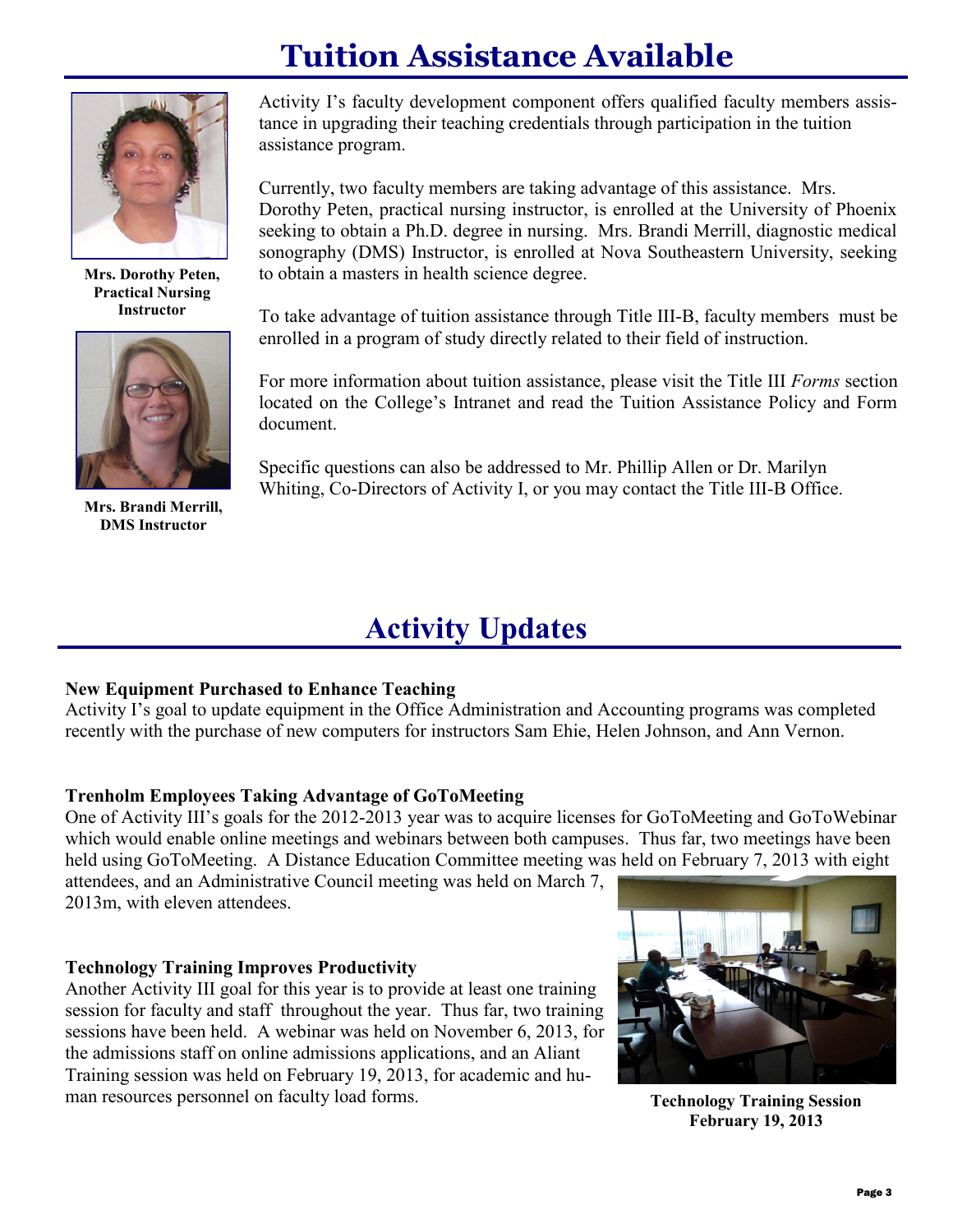# Tuition Assistance Available

Mrs. Dorothy Peten, Practical Nursing Instructor

Mrs. Brandi Merrill, DMS Instructor

Activity I's faculty development component offers qualified faculty members assistance in upgrading their teaching credentials through participation in the tuition assistance program.

Currently, two faculty members are taking advantage of this assistance. Mrs. Dorothy Peten, practical nursing instructor, is enrolled at the University of Phoenix seeking to obtain a Ph.D. degree in nursing. Mrs. Brandi Merrill, diagnostic medical sonography (DMS) Instructor, is enrolled at Nova Southeastern University, seeking to obtain a masters in health science degree.

To take advantage of tuition assistance through Title III-B, faculty members must be enrolled in a program of study directly related to their field of instruction.

For more information about tuition assistance, please visit the Title III *Forms* section located on the College's Intranet and read the Tuition Assistance Policy and Form document.

Specific questions can also be addressed to Mr. Phillip Allen or Dr. Marilyn Whiting, Co-Directors of Activity I, or you may contact the Title III-B Office.

# Activity Updates

**New Equipment Purchased to Enhance Teaching**

Activity I's goal to update equipment in the Office Administration and Accounting programs was completed recently with the purchase of new computers for instructors Sam Ehie, Helen Johnson, and Ann Vernon.

**Trenholm Employees Taking Advantage of GoToMeeting**

One of Activity III's goals for the 2012-2013 year was to acquire licenses for GoToMeeting and GoToWebinar which would enable online meetings and webinars between both campuses. Thus far, two meetings have been held using GoToMeeting. A Distance Education Committee meeting was held on February 7, 2013 with eight attendees, and an Administrative Council meeting was held on March 7, 2013m, with eleven attendees.

**Technology Training Improves Productivity**

Another Activity III goal for this year is to provide at least one training session for faculty and staff throughout the year. Thus far, two training sessions have been held. A webinar was held on November 6, 2013, for the admissions staff on online admissions applications, and an Aliant Training session was held on February 19, 2013, for academic and human resources personnel on faculty load forms.

**Technology Training Session February 19, 2013**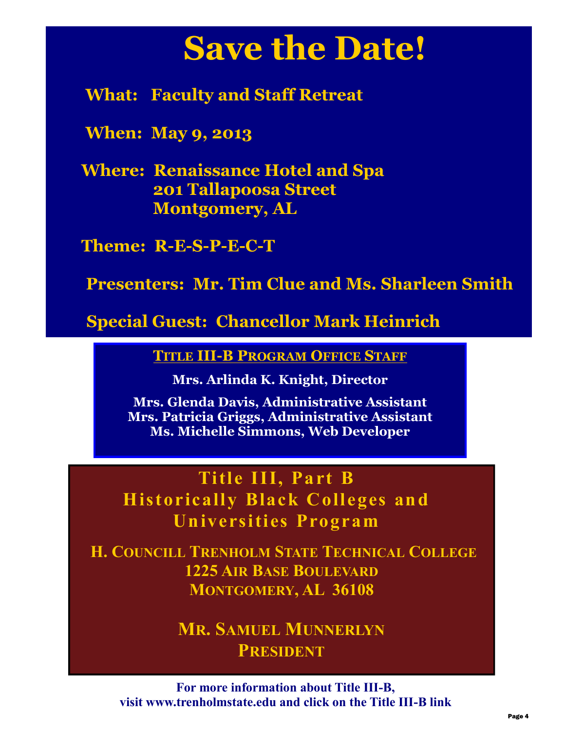# Save the Date!

**What:** Faculty and Staff Retreat

**When:** May 9, 2013

**Where:** Renaissance Hotel and Spa
201 Tallapoosa Street
Montgomery, AL

**Theme:** R-E-S-P-E-C-T

**Presenters:** Mr. Tim Clue and Ms. Sharleen Smith

**Special Guest:** Chancellor Mark Heinrich

**TITLE III-B PROGRAM OFFICE STAFF**

**Mrs. Arlinda K. Knight, Director**

**Mrs. Glenda Davis, Administrative Assistant**
**Mrs. Patricia Griggs, Administrative Assistant**
**Ms. Michelle Simmons, Web Developer**

## Title III, Part B Historically Black Colleges and Universities Program

**H. COUNCILL TRENHOLM STATE TECHNICAL COLLEGE**
**1225 AIR BASE BOULEVARD**
**MONTGOMERY, AL 36108**

**MR. SAMUEL MUNNERLYN**
**PRESIDENT**

**For more information about Title III-B, visit www.trenholmstate.edu and click on the Title III-B link**